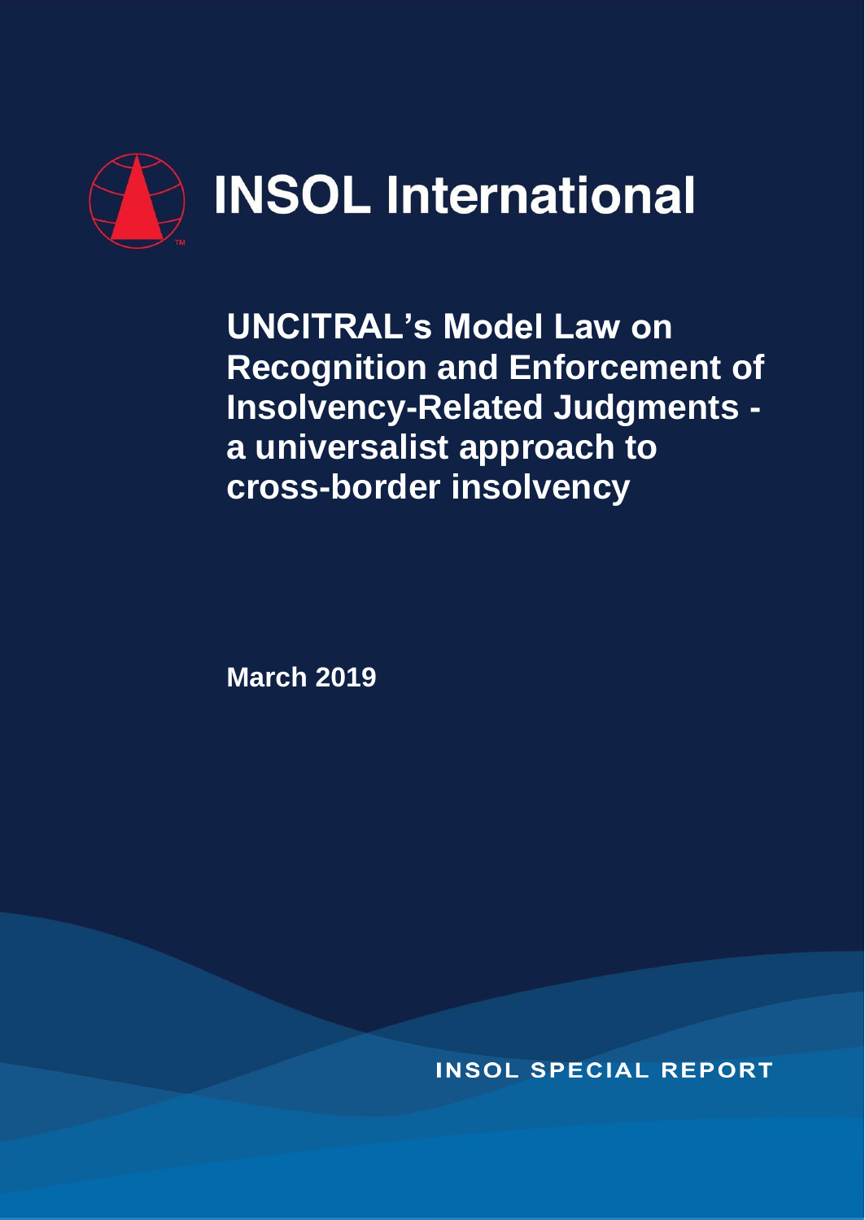INSOL International

# UNCITRAL's Model Law on Recognition and Enforcement of Insolvency-Related Judgments - a universalist approach to cross-border insolvency

**March 2019**

INSOL SPECIAL REPORT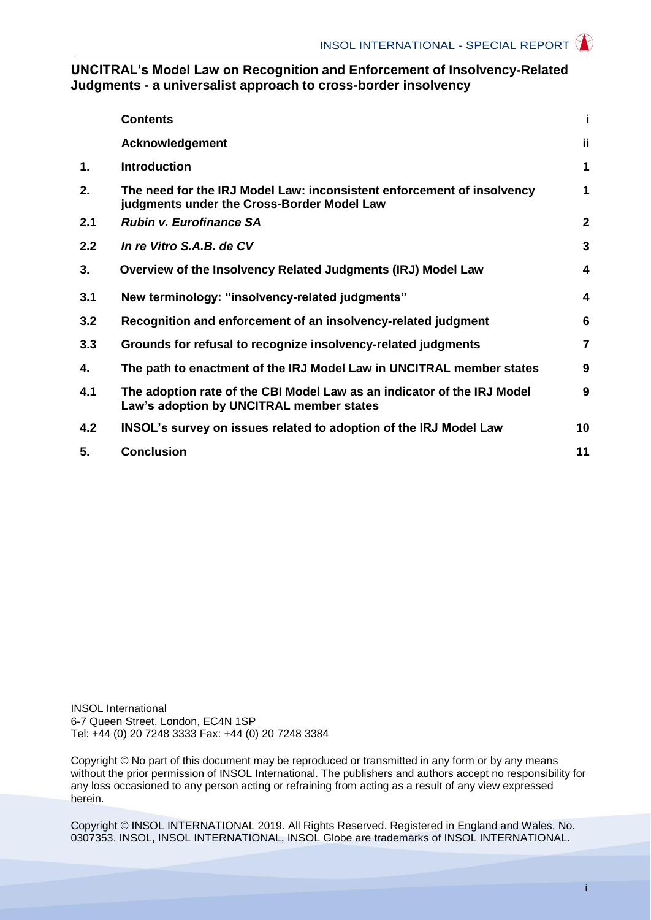## UNCITRAL's Model Law on Recognition and Enforcement of Insolvency-Related Judgments - a universalist approach to cross-border insolvency

| | **Contents** | **i** |
|---|---|---|
| | **Acknowledgement** | **ii** |
| **1.** | **Introduction** | **1** |
| **2.** | **The need for the IRJ Model Law: inconsistent enforcement of insolvency judgments under the Cross-Border Model Law** | **1** |
| **2.1** | ***Rubin v. Eurofinance SA*** | **2** |
| **2.2** | ***In re Vitro S.A.B. de CV*** | **3** |
| **3.** | **Overview of the Insolvency Related Judgments (IRJ) Model Law** | **4** |
| **3.1** | **New terminology: "insolvency-related judgments"** | **4** |
| **3.2** | **Recognition and enforcement of an insolvency-related judgment** | **6** |
| **3.3** | **Grounds for refusal to recognize insolvency-related judgments** | **7** |
| **4.** | **The path to enactment of the IRJ Model Law in UNCITRAL member states** | **9** |
| **4.1** | **The adoption rate of the CBI Model Law as an indicator of the IRJ Model Law's adoption by UNCITRAL member states** | **9** |
| **4.2** | **INSOL's survey on issues related to adoption of the IRJ Model Law** | **10** |
| **5.** | **Conclusion** | **11** |

INSOL International
6-7 Queen Street, London, EC4N 1SP
Tel: +44 (0) 20 7248 3333 Fax: +44 (0) 20 7248 3384

Copyright © No part of this document may be reproduced or transmitted in any form or by any means without the prior permission of INSOL International. The publishers and authors accept no responsibility for any loss occasioned to any person acting or refraining from acting as a result of any view expressed herein.

Copyright © INSOL INTERNATIONAL 2019. All Rights Reserved. Registered in England and Wales, No. 0307353. INSOL, INSOL INTERNATIONAL, INSOL Globe are trademarks of INSOL INTERNATIONAL.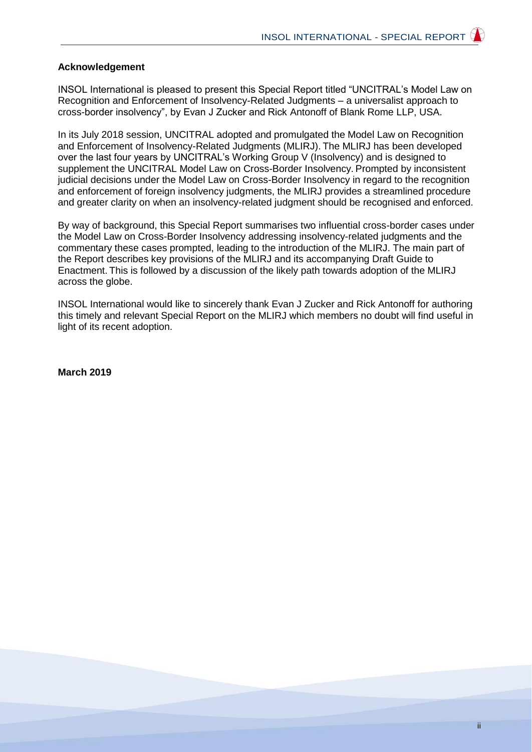**Acknowledgement**

INSOL International is pleased to present this Special Report titled "UNCITRAL's Model Law on Recognition and Enforcement of Insolvency-Related Judgments – a universalist approach to cross-border insolvency", by Evan J Zucker and Rick Antonoff of Blank Rome LLP, USA.

In its July 2018 session, UNCITRAL adopted and promulgated the Model Law on Recognition and Enforcement of Insolvency-Related Judgments (MLIRJ). The MLIRJ has been developed over the last four years by UNCITRAL's Working Group V (Insolvency) and is designed to supplement the UNCITRAL Model Law on Cross-Border Insolvency. Prompted by inconsistent judicial decisions under the Model Law on Cross-Border Insolvency in regard to the recognition and enforcement of foreign insolvency judgments, the MLIRJ provides a streamlined procedure and greater clarity on when an insolvency-related judgment should be recognised and enforced.

By way of background, this Special Report summarises two influential cross-border cases under the Model Law on Cross-Border Insolvency addressing insolvency-related judgments and the commentary these cases prompted, leading to the introduction of the MLIRJ. The main part of the Report describes key provisions of the MLIRJ and its accompanying Draft Guide to Enactment. This is followed by a discussion of the likely path towards adoption of the MLIRJ across the globe.

INSOL International would like to sincerely thank Evan J Zucker and Rick Antonoff for authoring this timely and relevant Special Report on the MLIRJ which members no doubt will find useful in light of its recent adoption.

**March 2019**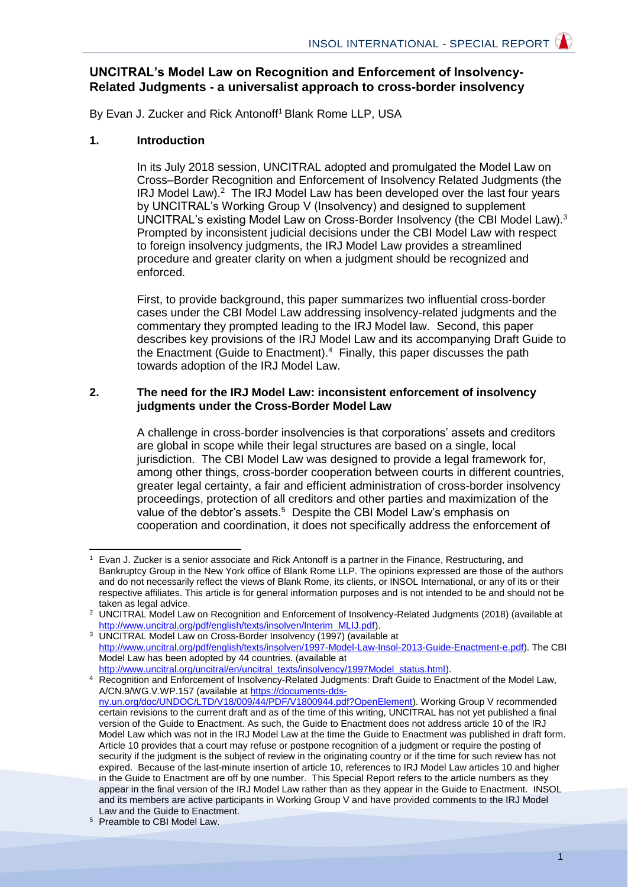## UNCITRAL's Model Law on Recognition and Enforcement of Insolvency-Related Judgments - a universalist approach to cross-border insolvency

By Evan J. Zucker and Rick Antonoff[1] Blank Rome LLP, USA

### 1. Introduction

In its July 2018 session, UNCITRAL adopted and promulgated the Model Law on Cross–Border Recognition and Enforcement of Insolvency Related Judgments (the IRJ Model Law).[2] The IRJ Model Law has been developed over the last four years by UNCITRAL's Working Group V (Insolvency) and designed to supplement UNCITRAL's existing Model Law on Cross-Border Insolvency (the CBI Model Law).[3] Prompted by inconsistent judicial decisions under the CBI Model Law with respect to foreign insolvency judgments, the IRJ Model Law provides a streamlined procedure and greater clarity on when a judgment should be recognized and enforced.

First, to provide background, this paper summarizes two influential cross-border cases under the CBI Model Law addressing insolvency-related judgments and the commentary they prompted leading to the IRJ Model law. Second, this paper describes key provisions of the IRJ Model Law and its accompanying Draft Guide to the Enactment (Guide to Enactment).[4] Finally, this paper discusses the path towards adoption of the IRJ Model Law.

### 2. The need for the IRJ Model Law: inconsistent enforcement of insolvency judgments under the Cross-Border Model Law

A challenge in cross-border insolvencies is that corporations' assets and creditors are global in scope while their legal structures are based on a single, local jurisdiction. The CBI Model Law was designed to provide a legal framework for, among other things, cross-border cooperation between courts in different countries, greater legal certainty, a fair and efficient administration of cross-border insolvency proceedings, protection of all creditors and other parties and maximization of the value of the debtor's assets.[5] Despite the CBI Model Law's emphasis on cooperation and coordination, it does not specifically address the enforcement of

---

[1] Evan J. Zucker is a senior associate and Rick Antonoff is a partner in the Finance, Restructuring, and Bankruptcy Group in the New York office of Blank Rome LLP. The opinions expressed are those of the authors and do not necessarily reflect the views of Blank Rome, its clients, or INSOL International, or any of its or their respective affiliates. This article is for general information purposes and is not intended to be and should not be taken as legal advice.

[2] UNCITRAL Model Law on Recognition and Enforcement of Insolvency-Related Judgments (2018) (available at http://www.uncitral.org/pdf/english/texts/insolven/Interim_MLIJ.pdf).

[3] UNCITRAL Model Law on Cross-Border Insolvency (1997) (available at http://www.uncitral.org/pdf/english/texts/insolven/1997-Model-Law-Insol-2013-Guide-Enactment-e.pdf). The CBI Model Law has been adopted by 44 countries. (available at http://www.uncitral.org/uncitral/en/uncitral_texts/insolvency/1997Model_status.html).

[4] Recognition and Enforcement of Insolvency-Related Judgments: Draft Guide to Enactment of the Model Law, A/CN.9/WG.V.WP.157 (available at https://documents-dds-ny.un.org/doc/UNDOC/LTD/V18/009/44/PDF/V1800944.pdf?OpenElement). Working Group V recommended certain revisions to the current draft and as of the time of this writing, UNCITRAL has not yet published a final version of the Guide to Enactment. As such, the Guide to Enactment does not address article 10 of the IRJ Model Law which was not in the IRJ Model Law at the time the Guide to Enactment was published in draft form. Article 10 provides that a court may refuse or postpone recognition of a judgment or require the posting of security if the judgment is the subject of review in the originating country or if the time for such review has not expired. Because of the last-minute insertion of article 10, references to IRJ Model Law articles 10 and higher in the Guide to Enactment are off by one number. This Special Report refers to the article numbers as they appear in the final version of the IRJ Model Law rather than as they appear in the Guide to Enactment. INSOL and its members are active participants in Working Group V and have provided comments to the IRJ Model Law and the Guide to Enactment.

[5] Preamble to CBI Model Law.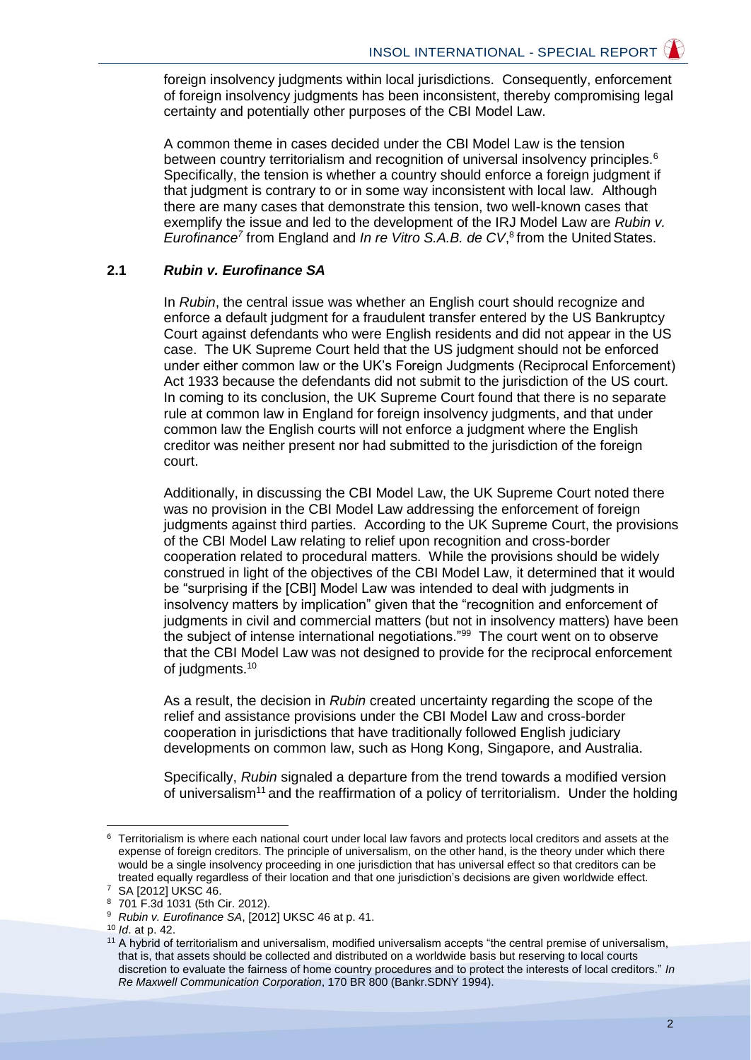foreign insolvency judgments within local jurisdictions. Consequently, enforcement of foreign insolvency judgments has been inconsistent, thereby compromising legal certainty and potentially other purposes of the CBI Model Law.

A common theme in cases decided under the CBI Model Law is the tension between country territorialism and recognition of universal insolvency principles.[6] Specifically, the tension is whether a country should enforce a foreign judgment if that judgment is contrary to or in some way inconsistent with local law. Although there are many cases that demonstrate this tension, two well-known cases that exemplify the issue and led to the development of the IRJ Model Law are *Rubin v. Eurofinance*[7] from England and *In re Vitro S.A.B. de CV*,[8] from the United States.

### 2.1 *Rubin v. Eurofinance SA*

In *Rubin*, the central issue was whether an English court should recognize and enforce a default judgment for a fraudulent transfer entered by the US Bankruptcy Court against defendants who were English residents and did not appear in the US case. The UK Supreme Court held that the US judgment should not be enforced under either common law or the UK's Foreign Judgments (Reciprocal Enforcement) Act 1933 because the defendants did not submit to the jurisdiction of the US court. In coming to its conclusion, the UK Supreme Court found that there is no separate rule at common law in England for foreign insolvency judgments, and that under common law the English courts will not enforce a judgment where the English creditor was neither present nor had submitted to the jurisdiction of the foreign court.

Additionally, in discussing the CBI Model Law, the UK Supreme Court noted there was no provision in the CBI Model Law addressing the enforcement of foreign judgments against third parties. According to the UK Supreme Court, the provisions of the CBI Model Law relating to relief upon recognition and cross-border cooperation related to procedural matters. While the provisions should be widely construed in light of the objectives of the CBI Model Law, it determined that it would be "surprising if the [CBI] Model Law was intended to deal with judgments in insolvency matters by implication" given that the "recognition and enforcement of judgments in civil and commercial matters (but not in insolvency matters) have been the subject of intense international negotiations."[99] The court went on to observe that the CBI Model Law was not designed to provide for the reciprocal enforcement of judgments.[10]

As a result, the decision in *Rubin* created uncertainty regarding the scope of the relief and assistance provisions under the CBI Model Law and cross-border cooperation in jurisdictions that have traditionally followed English judiciary developments on common law, such as Hong Kong, Singapore, and Australia.

Specifically, *Rubin* signaled a departure from the trend towards a modified version of universalism[11] and the reaffirmation of a policy of territorialism. Under the holding

---

[6] Territorialism is where each national court under local law favors and protects local creditors and assets at the expense of foreign creditors. The principle of universalism, on the other hand, is the theory under which there would be a single insolvency proceeding in one jurisdiction that has universal effect so that creditors can be treated equally regardless of their location and that one jurisdiction's decisions are given worldwide effect.

[7] SA [2012] UKSC 46.

[8] 701 F.3d 1031 (5th Cir. 2012).

[9] *Rubin v. Eurofinance SA*, [2012] UKSC 46 at p. 41.

[10] *Id*. at p. 42.

[11] A hybrid of territorialism and universalism, modified universalism accepts "the central premise of universalism, that is, that assets should be collected and distributed on a worldwide basis but reserving to local courts discretion to evaluate the fairness of home country procedures and to protect the interests of local creditors." *In Re Maxwell Communication Corporation*, 170 BR 800 (Bankr.SDNY 1994).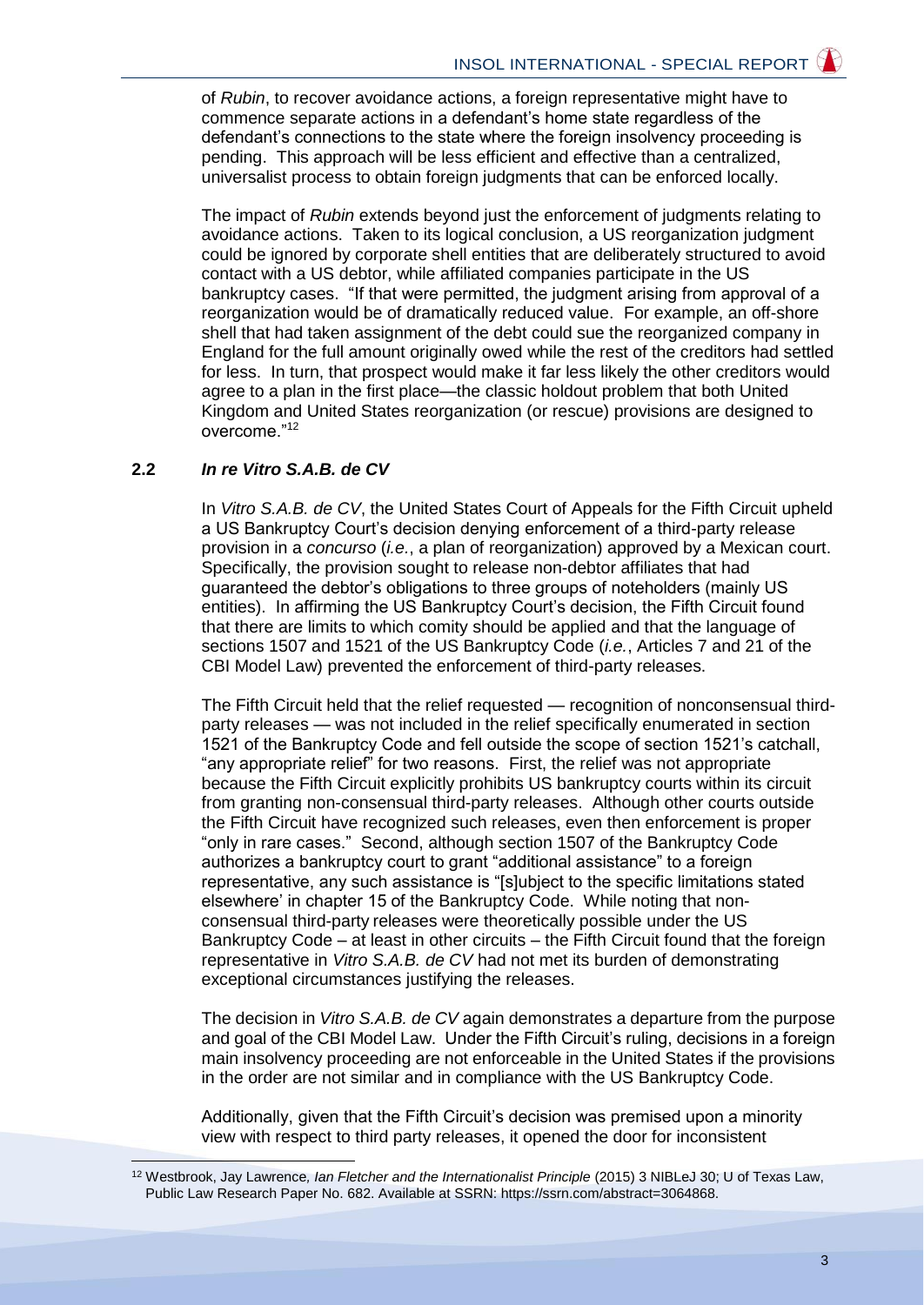of *Rubin*, to recover avoidance actions, a foreign representative might have to commence separate actions in a defendant's home state regardless of the defendant's connections to the state where the foreign insolvency proceeding is pending. This approach will be less efficient and effective than a centralized, universalist process to obtain foreign judgments that can be enforced locally.

The impact of *Rubin* extends beyond just the enforcement of judgments relating to avoidance actions. Taken to its logical conclusion, a US reorganization judgment could be ignored by corporate shell entities that are deliberately structured to avoid contact with a US debtor, while affiliated companies participate in the US bankruptcy cases. "If that were permitted, the judgment arising from approval of a reorganization would be of dramatically reduced value. For example, an off-shore shell that had taken assignment of the debt could sue the reorganized company in England for the full amount originally owed while the rest of the creditors had settled for less. In turn, that prospect would make it far less likely the other creditors would agree to a plan in the first place—the classic holdout problem that both United Kingdom and United States reorganization (or rescue) provisions are designed to overcome."[12]

### 2.2 *In re Vitro S.A.B. de CV*

In *Vitro S.A.B. de CV*, the United States Court of Appeals for the Fifth Circuit upheld a US Bankruptcy Court's decision denying enforcement of a third-party release provision in a *concurso* (*i.e.*, a plan of reorganization) approved by a Mexican court. Specifically, the provision sought to release non-debtor affiliates that had guaranteed the debtor's obligations to three groups of noteholders (mainly US entities). In affirming the US Bankruptcy Court's decision, the Fifth Circuit found that there are limits to which comity should be applied and that the language of sections 1507 and 1521 of the US Bankruptcy Code (*i.e.*, Articles 7 and 21 of the CBI Model Law) prevented the enforcement of third-party releases.

The Fifth Circuit held that the relief requested — recognition of nonconsensual third-party releases — was not included in the relief specifically enumerated in section 1521 of the Bankruptcy Code and fell outside the scope of section 1521's catchall, "any appropriate relief" for two reasons. First, the relief was not appropriate because the Fifth Circuit explicitly prohibits US bankruptcy courts within its circuit from granting non-consensual third-party releases. Although other courts outside the Fifth Circuit have recognized such releases, even then enforcement is proper "only in rare cases." Second, although section 1507 of the Bankruptcy Code authorizes a bankruptcy court to grant "additional assistance" to a foreign representative, any such assistance is "[s]ubject to the specific limitations stated elsewhere' in chapter 15 of the Bankruptcy Code. While noting that non-consensual third-party releases were theoretically possible under the US Bankruptcy Code – at least in other circuits – the Fifth Circuit found that the foreign representative in *Vitro S.A.B. de CV* had not met its burden of demonstrating exceptional circumstances justifying the releases.

The decision in *Vitro S.A.B. de CV* again demonstrates a departure from the purpose and goal of the CBI Model Law. Under the Fifth Circuit's ruling, decisions in a foreign main insolvency proceeding are not enforceable in the United States if the provisions in the order are not similar and in compliance with the US Bankruptcy Code.

Additionally, given that the Fifth Circuit's decision was premised upon a minority view with respect to third party releases, it opened the door for inconsistent

---

[12] Westbrook, Jay Lawrence, *Ian Fletcher and the Internationalist Principle* (2015) 3 NIBLeJ 30; U of Texas Law, Public Law Research Paper No. 682. Available at SSRN: https://ssrn.com/abstract=3064868.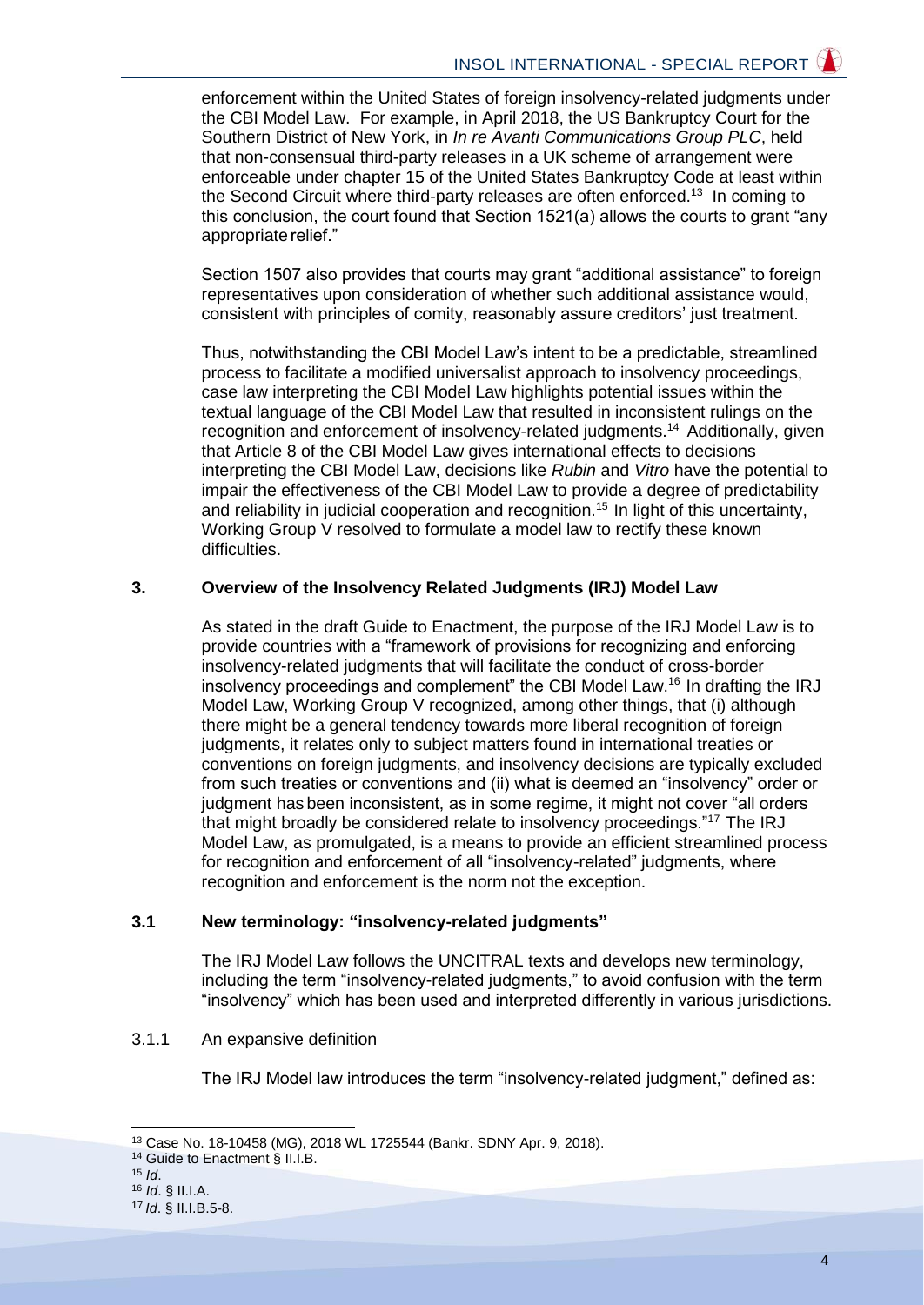enforcement within the United States of foreign insolvency-related judgments under the CBI Model Law. For example, in April 2018, the US Bankruptcy Court for the Southern District of New York, in *In re Avanti Communications Group PLC*, held that non-consensual third-party releases in a UK scheme of arrangement were enforceable under chapter 15 of the United States Bankruptcy Code at least within the Second Circuit where third-party releases are often enforced.[13] In coming to this conclusion, the court found that Section 1521(a) allows the courts to grant "any appropriate relief."

Section 1507 also provides that courts may grant "additional assistance" to foreign representatives upon consideration of whether such additional assistance would, consistent with principles of comity, reasonably assure creditors' just treatment.

Thus, notwithstanding the CBI Model Law's intent to be a predictable, streamlined process to facilitate a modified universalist approach to insolvency proceedings, case law interpreting the CBI Model Law highlights potential issues within the textual language of the CBI Model Law that resulted in inconsistent rulings on the recognition and enforcement of insolvency-related judgments.[14] Additionally, given that Article 8 of the CBI Model Law gives international effects to decisions interpreting the CBI Model Law, decisions like *Rubin* and *Vitro* have the potential to impair the effectiveness of the CBI Model Law to provide a degree of predictability and reliability in judicial cooperation and recognition.[15] In light of this uncertainty, Working Group V resolved to formulate a model law to rectify these known difficulties.

## 3. Overview of the Insolvency Related Judgments (IRJ) Model Law

As stated in the draft Guide to Enactment, the purpose of the IRJ Model Law is to provide countries with a "framework of provisions for recognizing and enforcing insolvency-related judgments that will facilitate the conduct of cross-border insolvency proceedings and complement" the CBI Model Law.[16] In drafting the IRJ Model Law, Working Group V recognized, among other things, that (i) although there might be a general tendency towards more liberal recognition of foreign judgments, it relates only to subject matters found in international treaties or conventions on foreign judgments, and insolvency decisions are typically excluded from such treaties or conventions and (ii) what is deemed an "insolvency" order or judgment has been inconsistent, as in some regime, it might not cover "all orders that might broadly be considered relate to insolvency proceedings."[17] The IRJ Model Law, as promulgated, is a means to provide an efficient streamlined process for recognition and enforcement of all "insolvency-related" judgments, where recognition and enforcement is the norm not the exception.

### 3.1 New terminology: "insolvency-related judgments"

The IRJ Model Law follows the UNCITRAL texts and develops new terminology, including the term "insolvency-related judgments," to avoid confusion with the term "insolvency" which has been used and interpreted differently in various jurisdictions.

#### 3.1.1 An expansive definition

The IRJ Model law introduces the term "insolvency-related judgment," defined as:

---

[13] Case No. 18-10458 (MG), 2018 WL 1725544 (Bankr. SDNY Apr. 9, 2018).

[14] Guide to Enactment § II.I.B.

[15] *Id*.

[16] *Id*. § II.I.A.

[17] *Id*. § II.I.B.5-8.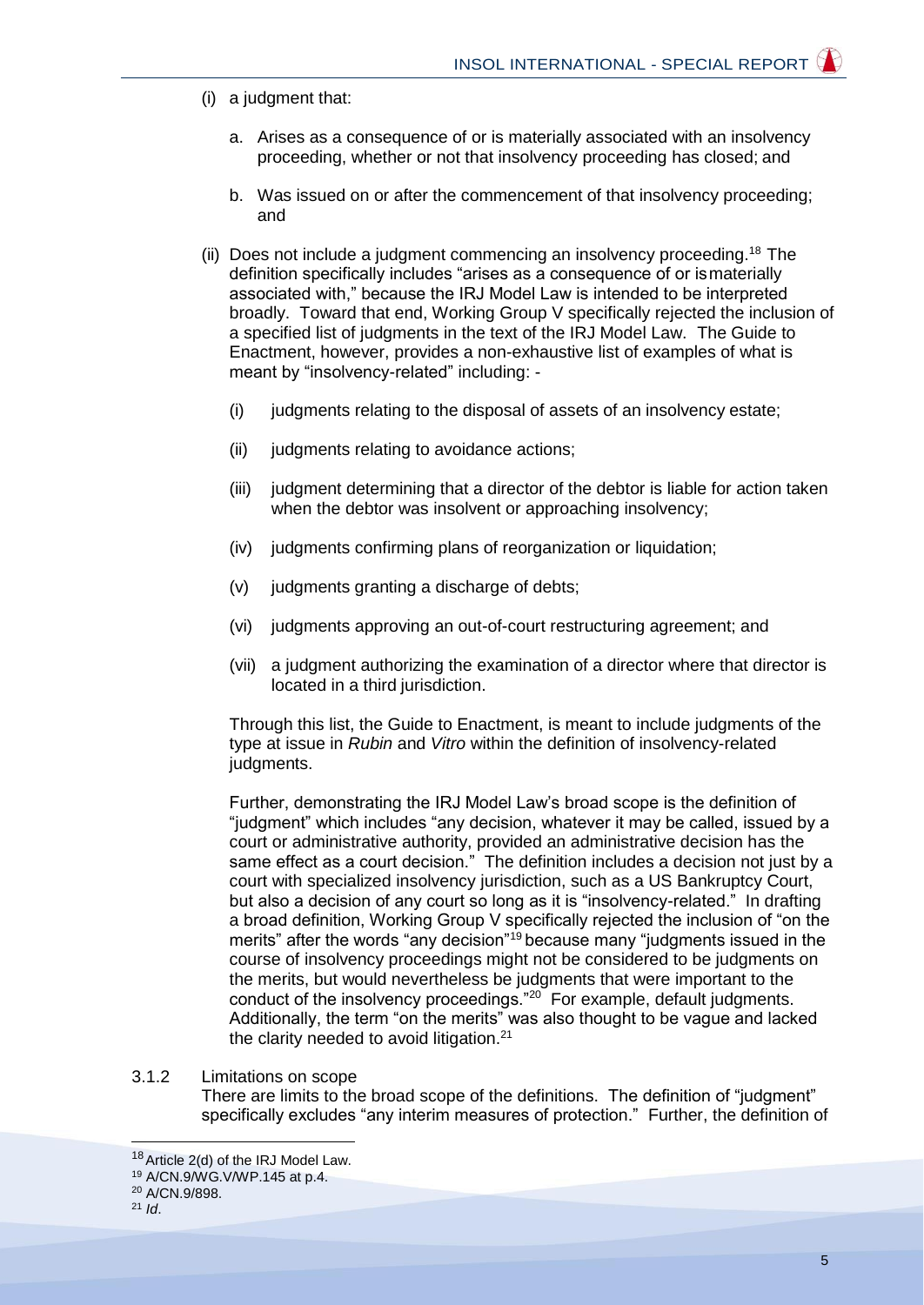(i) a judgment that:

a. Arises as a consequence of or is materially associated with an insolvency proceeding, whether or not that insolvency proceeding has closed; and

b. Was issued on or after the commencement of that insolvency proceeding; and

(ii) Does not include a judgment commencing an insolvency proceeding.[18] The definition specifically includes "arises as a consequence of or is materially associated with," because the IRJ Model Law is intended to be interpreted broadly. Toward that end, Working Group V specifically rejected the inclusion of a specified list of judgments in the text of the IRJ Model Law. The Guide to Enactment, however, provides a non-exhaustive list of examples of what is meant by "insolvency-related" including: -

(i) judgments relating to the disposal of assets of an insolvency estate;

(ii) judgments relating to avoidance actions;

(iii) judgment determining that a director of the debtor is liable for action taken when the debtor was insolvent or approaching insolvency;

(iv) judgments confirming plans of reorganization or liquidation;

(v) judgments granting a discharge of debts;

(vi) judgments approving an out-of-court restructuring agreement; and

(vii) a judgment authorizing the examination of a director where that director is located in a third jurisdiction.

Through this list, the Guide to Enactment, is meant to include judgments of the type at issue in *Rubin* and *Vitro* within the definition of insolvency-related judgments.

Further, demonstrating the IRJ Model Law's broad scope is the definition of "judgment" which includes "any decision, whatever it may be called, issued by a court or administrative authority, provided an administrative decision has the same effect as a court decision." The definition includes a decision not just by a court with specialized insolvency jurisdiction, such as a US Bankruptcy Court, but also a decision of any court so long as it is "insolvency-related." In drafting a broad definition, Working Group V specifically rejected the inclusion of "on the merits" after the words "any decision"[19] because many "judgments issued in the course of insolvency proceedings might not be considered to be judgments on the merits, but would nevertheless be judgments that were important to the conduct of the insolvency proceedings."[20] For example, default judgments. Additionally, the term "on the merits" was also thought to be vague and lacked the clarity needed to avoid litigation.[21]

### 3.1.2 Limitations on scope

There are limits to the broad scope of the definitions. The definition of "judgment" specifically excludes "any interim measures of protection." Further, the definition of

---

[18] Article 2(d) of the IRJ Model Law.

[19] A/CN.9/WG.V/WP.145 at p.4.

[20] A/CN.9/898.

[21] *Id*.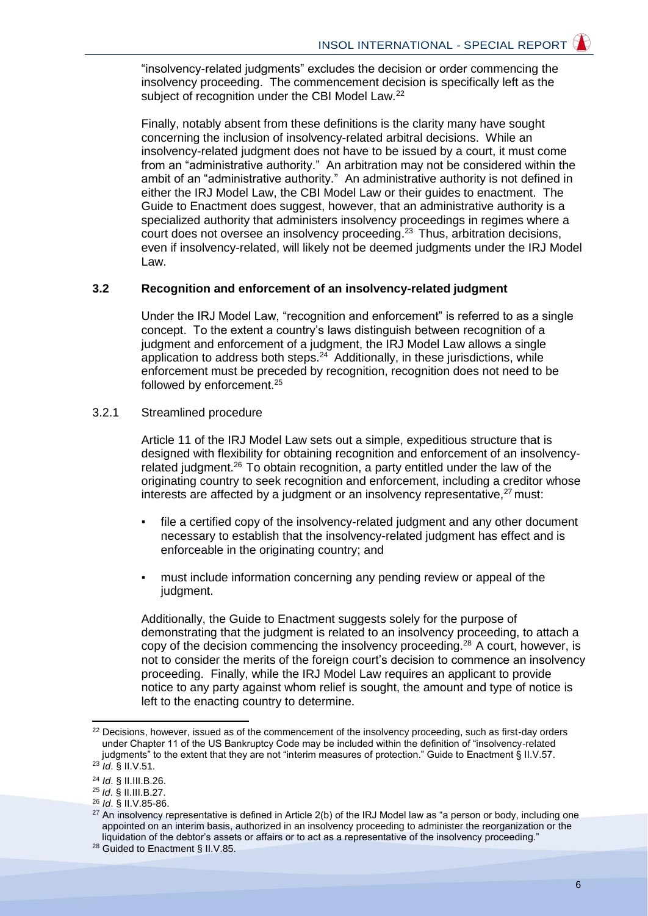"insolvency-related judgments" excludes the decision or order commencing the insolvency proceeding. The commencement decision is specifically left as the subject of recognition under the CBI Model Law.[22]

Finally, notably absent from these definitions is the clarity many have sought concerning the inclusion of insolvency-related arbitral decisions. While an insolvency-related judgment does not have to be issued by a court, it must come from an "administrative authority." An arbitration may not be considered within the ambit of an "administrative authority." An administrative authority is not defined in either the IRJ Model Law, the CBI Model Law or their guides to enactment. The Guide to Enactment does suggest, however, that an administrative authority is a specialized authority that administers insolvency proceedings in regimes where a court does not oversee an insolvency proceeding.[23] Thus, arbitration decisions, even if insolvency-related, will likely not be deemed judgments under the IRJ Model Law.

### 3.2 Recognition and enforcement of an insolvency-related judgment

Under the IRJ Model Law, "recognition and enforcement" is referred to as a single concept. To the extent a country's laws distinguish between recognition of a judgment and enforcement of a judgment, the IRJ Model Law allows a single application to address both steps.[24] Additionally, in these jurisdictions, while enforcement must be preceded by recognition, recognition does not need to be followed by enforcement.[25]

#### 3.2.1 Streamlined procedure

Article 11 of the IRJ Model Law sets out a simple, expeditious structure that is designed with flexibility for obtaining recognition and enforcement of an insolvency-related judgment.[26] To obtain recognition, a party entitled under the law of the originating country to seek recognition and enforcement, including a creditor whose interests are affected by a judgment or an insolvency representative,[27] must:

- file a certified copy of the insolvency-related judgment and any other document necessary to establish that the insolvency-related judgment has effect and is enforceable in the originating country; and
- must include information concerning any pending review or appeal of the judgment.

Additionally, the Guide to Enactment suggests solely for the purpose of demonstrating that the judgment is related to an insolvency proceeding, to attach a copy of the decision commencing the insolvency proceeding.[28] A court, however, is not to consider the merits of the foreign court's decision to commence an insolvency proceeding. Finally, while the IRJ Model Law requires an applicant to provide notice to any party against whom relief is sought, the amount and type of notice is left to the enacting country to determine.

---

[22] Decisions, however, issued as of the commencement of the insolvency proceeding, such as first-day orders under Chapter 11 of the US Bankruptcy Code may be included within the definition of "insolvency-related judgments" to the extent that they are not "interim measures of protection." Guide to Enactment § II.V.57.

[23] *Id*. § II.V.51.

[24] *Id*. § II.III.B.26.

[25] *Id*. § II.III.B.27.

[26] *Id*. § II.V.85-86.

[27] An insolvency representative is defined in Article 2(b) of the IRJ Model law as "a person or body, including one appointed on an interim basis, authorized in an insolvency proceeding to administer the reorganization or the liquidation of the debtor's assets or affairs or to act as a representative of the insolvency proceeding."

[28] Guided to Enactment § II.V.85.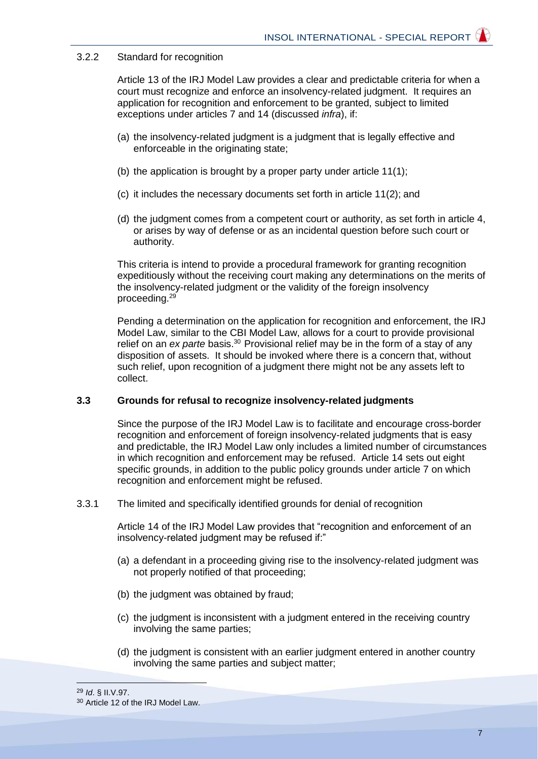3.2.2 Standard for recognition

Article 13 of the IRJ Model Law provides a clear and predictable criteria for when a court must recognize and enforce an insolvency-related judgment. It requires an application for recognition and enforcement to be granted, subject to limited exceptions under articles 7 and 14 (discussed *infra*), if:

(a) the insolvency-related judgment is a judgment that is legally effective and enforceable in the originating state;

(b) the application is brought by a proper party under article 11(1);

(c) it includes the necessary documents set forth in article 11(2); and

(d) the judgment comes from a competent court or authority, as set forth in article 4, or arises by way of defense or as an incidental question before such court or authority.

This criteria is intend to provide a procedural framework for granting recognition expeditiously without the receiving court making any determinations on the merits of the insolvency-related judgment or the validity of the foreign insolvency proceeding.[29]

Pending a determination on the application for recognition and enforcement, the IRJ Model Law, similar to the CBI Model Law, allows for a court to provide provisional relief on an *ex parte* basis.[30] Provisional relief may be in the form of a stay of any disposition of assets. It should be invoked where there is a concern that, without such relief, upon recognition of a judgment there might not be any assets left to collect.

### 3.3 Grounds for refusal to recognize insolvency-related judgments

Since the purpose of the IRJ Model Law is to facilitate and encourage cross-border recognition and enforcement of foreign insolvency-related judgments that is easy and predictable, the IRJ Model Law only includes a limited number of circumstances in which recognition and enforcement may be refused. Article 14 sets out eight specific grounds, in addition to the public policy grounds under article 7 on which recognition and enforcement might be refused.

3.3.1 The limited and specifically identified grounds for denial of recognition

Article 14 of the IRJ Model Law provides that "recognition and enforcement of an insolvency-related judgment may be refused if:"

(a) a defendant in a proceeding giving rise to the insolvency-related judgment was not properly notified of that proceeding;

(b) the judgment was obtained by fraud;

(c) the judgment is inconsistent with a judgment entered in the receiving country involving the same parties;

(d) the judgment is consistent with an earlier judgment entered in another country involving the same parties and subject matter;

---

[29] *Id*. § II.V.97.

[30] Article 12 of the IRJ Model Law.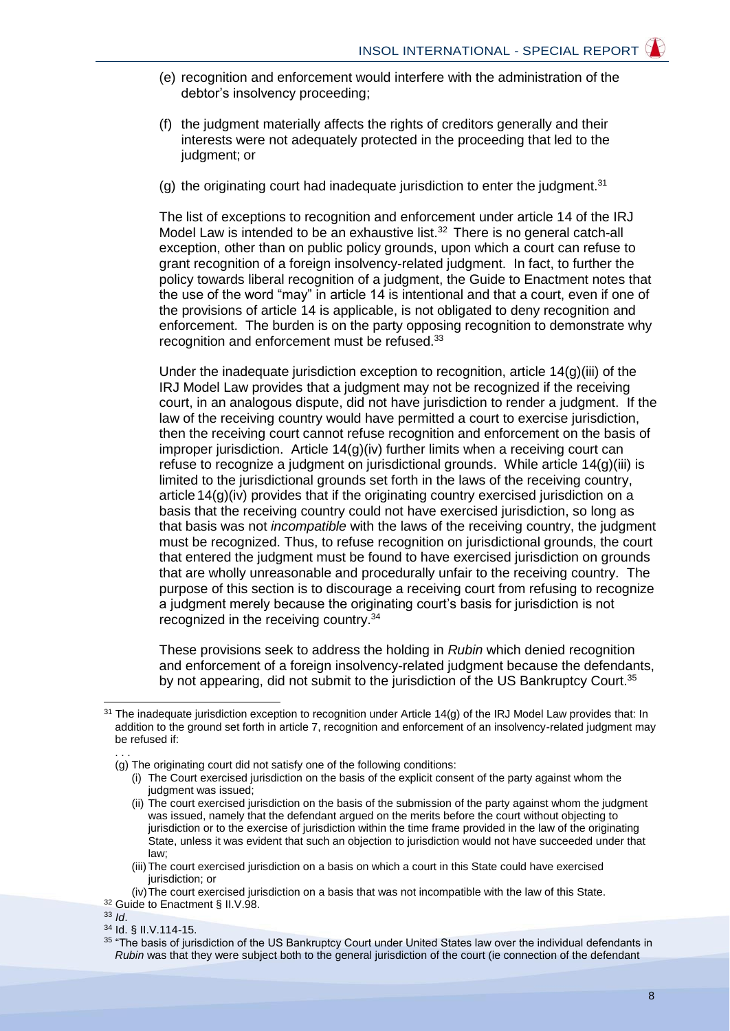(e) recognition and enforcement would interfere with the administration of the debtor's insolvency proceeding;

(f) the judgment materially affects the rights of creditors generally and their interests were not adequately protected in the proceeding that led to the judgment; or

(g) the originating court had inadequate jurisdiction to enter the judgment.[31]

The list of exceptions to recognition and enforcement under article 14 of the IRJ Model Law is intended to be an exhaustive list.[32] There is no general catch-all exception, other than on public policy grounds, upon which a court can refuse to grant recognition of a foreign insolvency-related judgment. In fact, to further the policy towards liberal recognition of a judgment, the Guide to Enactment notes that the use of the word "may" in article 14 is intentional and that a court, even if one of the provisions of article 14 is applicable, is not obligated to deny recognition and enforcement. The burden is on the party opposing recognition to demonstrate why recognition and enforcement must be refused.[33]

Under the inadequate jurisdiction exception to recognition, article 14(g)(iii) of the IRJ Model Law provides that a judgment may not be recognized if the receiving court, in an analogous dispute, did not have jurisdiction to render a judgment. If the law of the receiving country would have permitted a court to exercise jurisdiction, then the receiving court cannot refuse recognition and enforcement on the basis of improper jurisdiction. Article 14(g)(iv) further limits when a receiving court can refuse to recognize a judgment on jurisdictional grounds. While article 14(g)(iii) is limited to the jurisdictional grounds set forth in the laws of the receiving country, article 14(g)(iv) provides that if the originating country exercised jurisdiction on a basis that the receiving country could not have exercised jurisdiction, so long as that basis was not *incompatible* with the laws of the receiving country, the judgment must be recognized. Thus, to refuse recognition on jurisdictional grounds, the court that entered the judgment must be found to have exercised jurisdiction on grounds that are wholly unreasonable and procedurally unfair to the receiving country. The purpose of this section is to discourage a receiving court from refusing to recognize a judgment merely because the originating court's basis for jurisdiction is not recognized in the receiving country.[34]

These provisions seek to address the holding in *Rubin* which denied recognition and enforcement of a foreign insolvency-related judgment because the defendants, by not appearing, did not submit to the jurisdiction of the US Bankruptcy Court.[35]

---

[31] The inadequate jurisdiction exception to recognition under Article 14(g) of the IRJ Model Law provides that: In addition to the ground set forth in article 7, recognition and enforcement of an insolvency-related judgment may be refused if:

. . .

(g) The originating court did not satisfy one of the following conditions:

(i) The Court exercised jurisdiction on the basis of the explicit consent of the party against whom the judgment was issued;

(ii) The court exercised jurisdiction on the basis of the submission of the party against whom the judgment was issued, namely that the defendant argued on the merits before the court without objecting to jurisdiction or to the exercise of jurisdiction within the time frame provided in the law of the originating State, unless it was evident that such an objection to jurisdiction would not have succeeded under that law;

(iii) The court exercised jurisdiction on a basis on which a court in this State could have exercised jurisdiction; or

(iv) The court exercised jurisdiction on a basis that was not incompatible with the law of this State.

[32] Guide to Enactment § II.V.98.

[33] *Id*.

[34] Id. § II.V.114-15.

[35] "The basis of jurisdiction of the US Bankruptcy Court under United States law over the individual defendants in *Rubin* was that they were subject both to the general jurisdiction of the court (ie connection of the defendant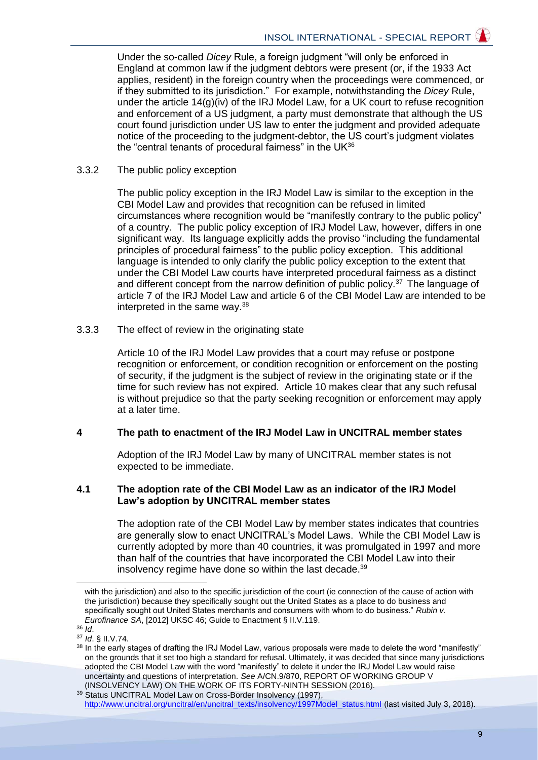Under the so-called *Dicey* Rule, a foreign judgment "will only be enforced in England at common law if the judgment debtors were present (or, if the 1933 Act applies, resident) in the foreign country when the proceedings were commenced, or if they submitted to its jurisdiction." For example, notwithstanding the *Dicey* Rule, under the article 14(g)(iv) of the IRJ Model Law, for a UK court to refuse recognition and enforcement of a US judgment, a party must demonstrate that although the US court found jurisdiction under US law to enter the judgment and provided adequate notice of the proceeding to the judgment-debtor, the US court's judgment violates the "central tenants of procedural fairness" in the UK[36]

### 3.3.2 The public policy exception

The public policy exception in the IRJ Model Law is similar to the exception in the CBI Model Law and provides that recognition can be refused in limited circumstances where recognition would be "manifestly contrary to the public policy" of a country. The public policy exception of IRJ Model Law, however, differs in one significant way. Its language explicitly adds the proviso "including the fundamental principles of procedural fairness" to the public policy exception. This additional language is intended to only clarify the public policy exception to the extent that under the CBI Model Law courts have interpreted procedural fairness as a distinct and different concept from the narrow definition of public policy.[37] The language of article 7 of the IRJ Model Law and article 6 of the CBI Model Law are intended to be interpreted in the same way.[38]

### 3.3.3 The effect of review in the originating state

Article 10 of the IRJ Model Law provides that a court may refuse or postpone recognition or enforcement, or condition recognition or enforcement on the posting of security, if the judgment is the subject of review in the originating state or if the time for such review has not expired. Article 10 makes clear that any such refusal is without prejudice so that the party seeking recognition or enforcement may apply at a later time.

## 4 The path to enactment of the IRJ Model Law in UNCITRAL member states

Adoption of the IRJ Model Law by many of UNCITRAL member states is not expected to be immediate.

### 4.1 The adoption rate of the CBI Model Law as an indicator of the IRJ Model Law's adoption by UNCITRAL member states

The adoption rate of the CBI Model Law by member states indicates that countries are generally slow to enact UNCITRAL's Model Laws. While the CBI Model Law is currently adopted by more than 40 countries, it was promulgated in 1997 and more than half of the countries that have incorporated the CBI Model Law into their insolvency regime have done so within the last decade.[39]

---

with the jurisdiction) and also to the specific jurisdiction of the court (ie connection of the cause of action with the jurisdiction) because they specifically sought out the United States as a place to do business and specifically sought out United States merchants and consumers with whom to do business." *Rubin v. Eurofinance SA*, [2012] UKSC 46; Guide to Enactment § II.V.119.

[36] *Id*.

[37] *Id*. § II.V.74.

[38] In the early stages of drafting the IRJ Model Law, various proposals were made to delete the word "manifestly" on the grounds that it set too high a standard for refusal. Ultimately, it was decided that since many jurisdictions adopted the CBI Model Law with the word "manifestly" to delete it under the IRJ Model Law would raise uncertainty and questions of interpretation. *See* A/CN.9/870, REPORT OF WORKING GROUP V (INSOLVENCY LAW) ON THE WORK OF ITS FORTY-NINTH SESSION (2016).

[39] Status UNCITRAL Model Law on Cross-Border Insolvency (1997), http://www.uncitral.org/uncitral/en/uncitral_texts/insolvency/1997Model_status.html (last visited July 3, 2018).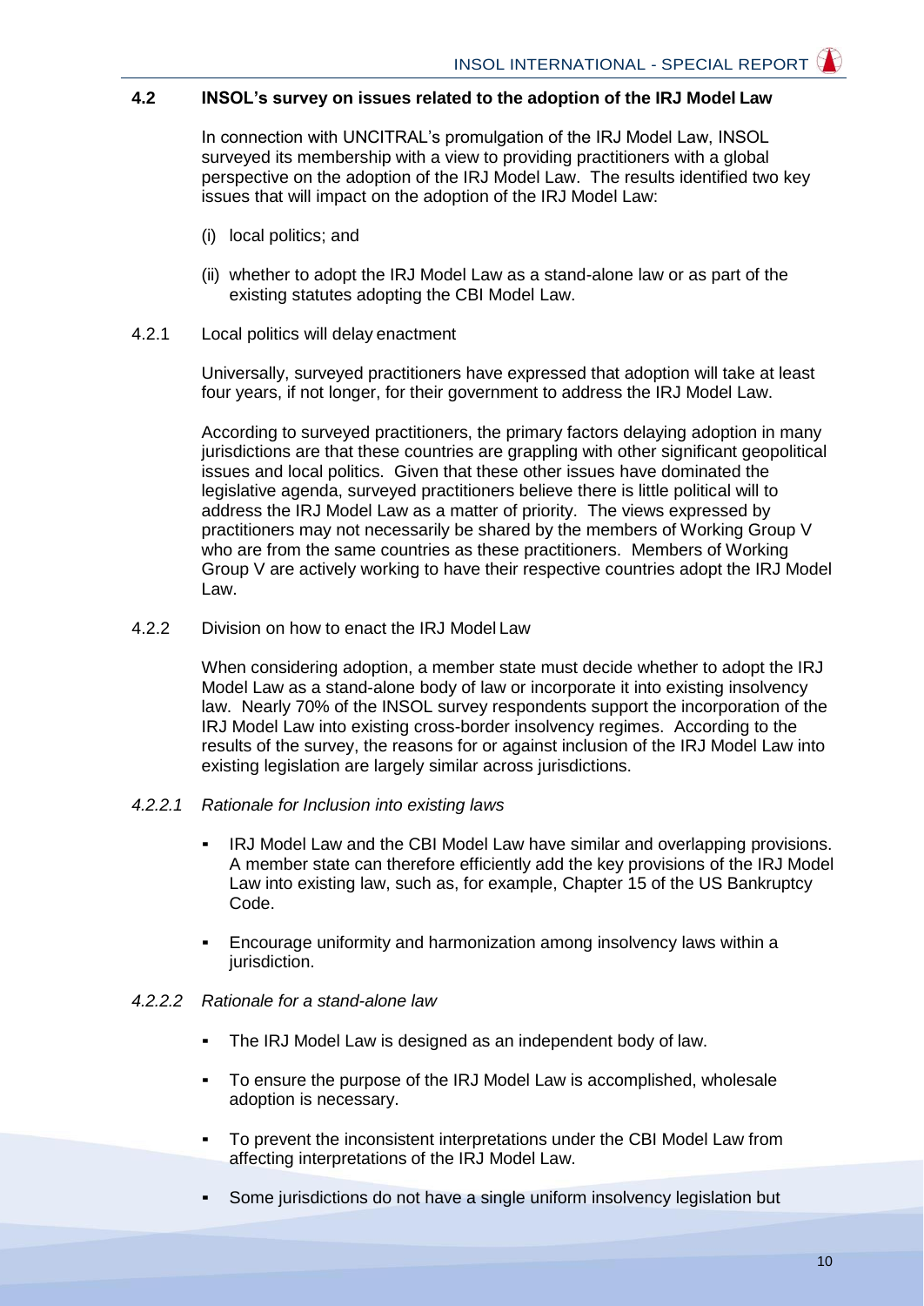### 4.2 INSOL's survey on issues related to the adoption of the IRJ Model Law

In connection with UNCITRAL's promulgation of the IRJ Model Law, INSOL surveyed its membership with a view to providing practitioners with a global perspective on the adoption of the IRJ Model Law. The results identified two key issues that will impact on the adoption of the IRJ Model Law:

(i) local politics; and

(ii) whether to adopt the IRJ Model Law as a stand-alone law or as part of the existing statutes adopting the CBI Model Law.

#### 4.2.1 Local politics will delay enactment

Universally, surveyed practitioners have expressed that adoption will take at least four years, if not longer, for their government to address the IRJ Model Law.

According to surveyed practitioners, the primary factors delaying adoption in many jurisdictions are that these countries are grappling with other significant geopolitical issues and local politics. Given that these other issues have dominated the legislative agenda, surveyed practitioners believe there is little political will to address the IRJ Model Law as a matter of priority. The views expressed by practitioners may not necessarily be shared by the members of Working Group V who are from the same countries as these practitioners. Members of Working Group V are actively working to have their respective countries adopt the IRJ Model Law.

#### 4.2.2 Division on how to enact the IRJ Model Law

When considering adoption, a member state must decide whether to adopt the IRJ Model Law as a stand-alone body of law or incorporate it into existing insolvency law. Nearly 70% of the INSOL survey respondents support the incorporation of the IRJ Model Law into existing cross-border insolvency regimes. According to the results of the survey, the reasons for or against inclusion of the IRJ Model Law into existing legislation are largely similar across jurisdictions.

##### *4.2.2.1 Rationale for Inclusion into existing laws*

- IRJ Model Law and the CBI Model Law have similar and overlapping provisions. A member state can therefore efficiently add the key provisions of the IRJ Model Law into existing law, such as, for example, Chapter 15 of the US Bankruptcy Code.
- Encourage uniformity and harmonization among insolvency laws within a jurisdiction.

##### *4.2.2.2 Rationale for a stand-alone law*

- The IRJ Model Law is designed as an independent body of law.
- To ensure the purpose of the IRJ Model Law is accomplished, wholesale adoption is necessary.
- To prevent the inconsistent interpretations under the CBI Model Law from affecting interpretations of the IRJ Model Law.
- Some jurisdictions do not have a single uniform insolvency legislation but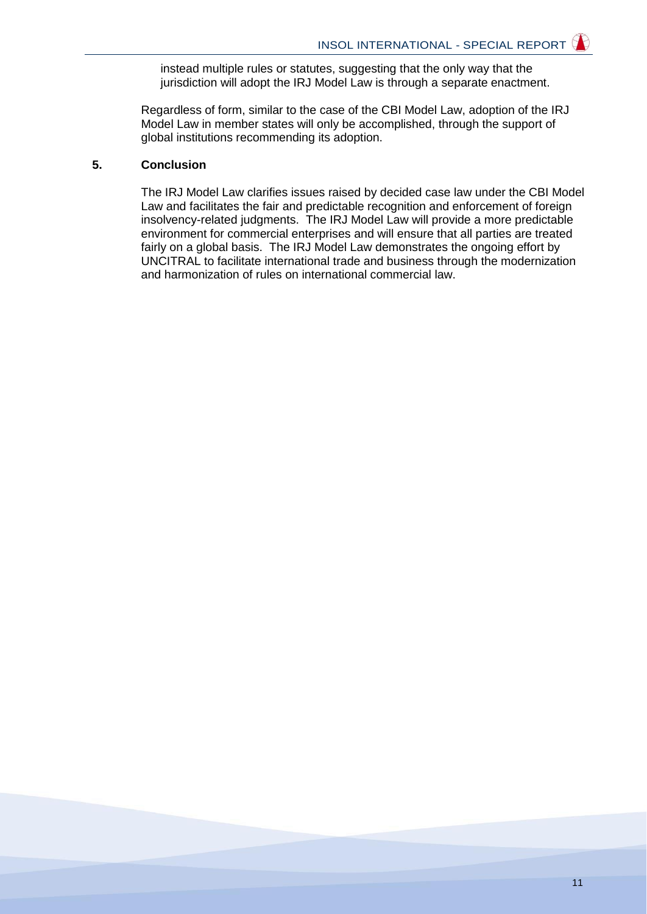instead multiple rules or statutes, suggesting that the only way that the jurisdiction will adopt the IRJ Model Law is through a separate enactment.

Regardless of form, similar to the case of the CBI Model Law, adoption of the IRJ Model Law in member states will only be accomplished, through the support of global institutions recommending its adoption.

## 5. Conclusion

The IRJ Model Law clarifies issues raised by decided case law under the CBI Model Law and facilitates the fair and predictable recognition and enforcement of foreign insolvency-related judgments. The IRJ Model Law will provide a more predictable environment for commercial enterprises and will ensure that all parties are treated fairly on a global basis. The IRJ Model Law demonstrates the ongoing effort by UNCITRAL to facilitate international trade and business through the modernization and harmonization of rules on international commercial law.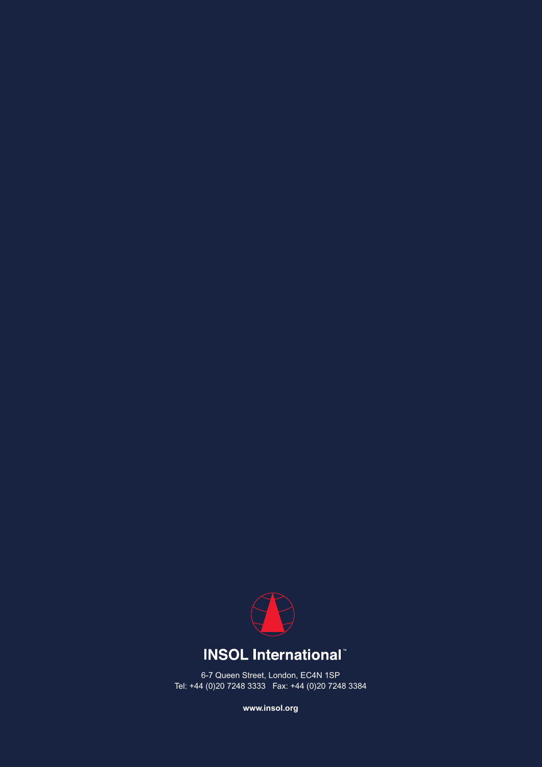**INSOL International™**

6-7 Queen Street, London, EC4N 1SP
Tel: +44 (0)20 7248 3333 Fax: +44 (0)20 7248 3384

**www.insol.org**